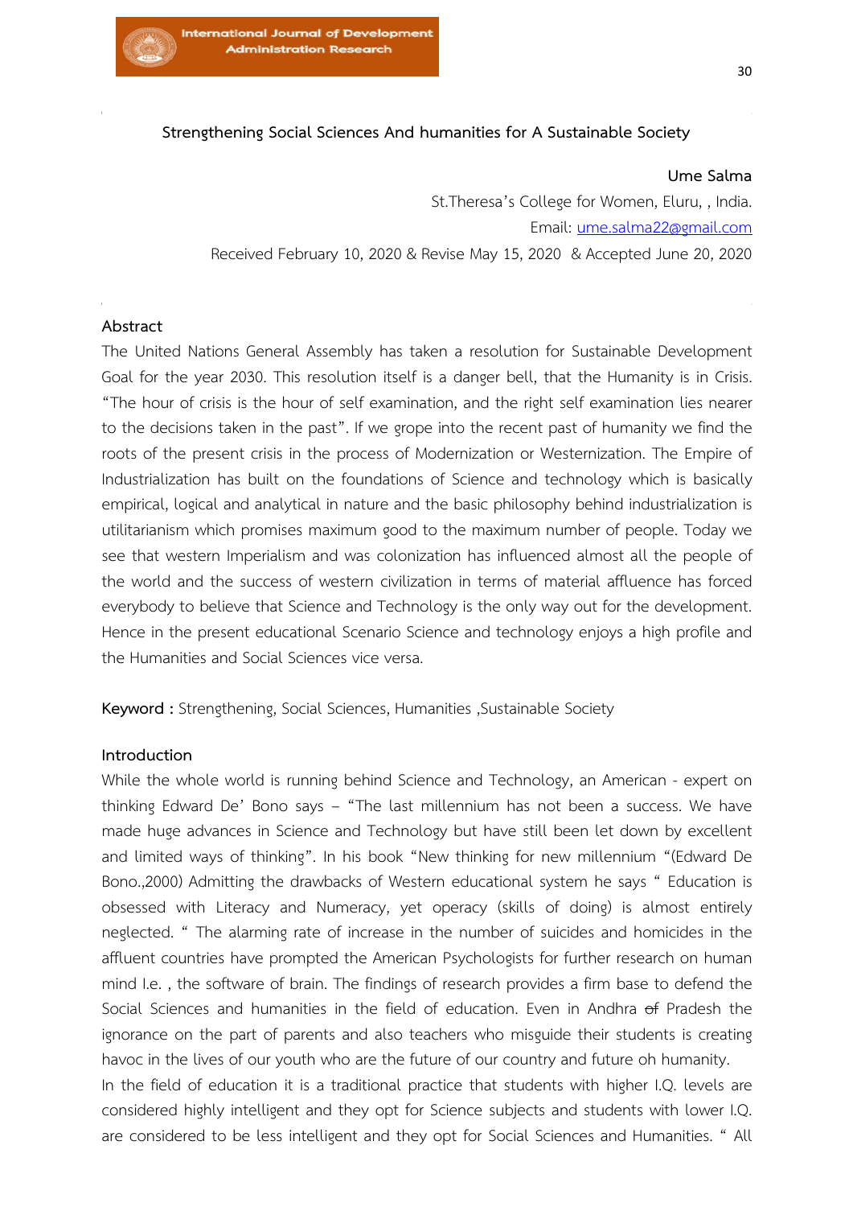## Strengthening Social Sciences And humanities for A Sustainable Society

**Ume Salma**

St.Theresa's College for Women, Eluru, , India.

Email: ume.salma22@gmail.com

Received February 10, 2020 & Revise May 15, 2020 & Accepted June 20, 2020

### Abstract

The United Nations General Assembly has taken a resolution for Sustainable Development Goal for the year 2030. This resolution itself is a danger bell, that the Humanity is in Crisis. "The hour of crisis is the hour of self examination, and the right self examination lies nearer to the decisions taken in the past". If we grope into the recent past of humanity we find the roots of the present crisis in the process of Modernization or Westernization. The Empire of Industrialization has built on the foundations of Science and technology which is basically empirical, logical and analytical in nature and the basic philosophy behind industrialization is utilitarianism which promises maximum good to the maximum number of people. Today we see that western Imperialism and was colonization has influenced almost all the people of the world and the success of western civilization in terms of material affluence has forced everybody to believe that Science and Technology is the only way out for the development. Hence in the present educational Scenario Science and technology enjoys a high profile and the Humanities and Social Sciences vice versa.

**Keyword :** Strengthening, Social Sciences, Humanities ,Sustainable Society

### Introduction

While the whole world is running behind Science and Technology, an American - expert on thinking Edward De' Bono says – "The last millennium has not been a success. We have made huge advances in Science and Technology but have still been let down by excellent and limited ways of thinking". In his book "New thinking for new millennium "(Edward De Bono.,2000) Admitting the drawbacks of Western educational system he says " Education is obsessed with Literacy and Numeracy, yet operacy (skills of doing) is almost entirely neglected. " The alarming rate of increase in the number of suicides and homicides in the affluent countries have prompted the American Psychologists for further research on human mind I.e. , the software of brain. The findings of research provides a firm base to defend the Social Sciences and humanities in the field of education. Even in Andhra ~~of~~ Pradesh the ignorance on the part of parents and also teachers who misguide their students is creating havoc in the lives of our youth who are the future of our country and future oh humanity.

In the field of education it is a traditional practice that students with higher I.Q. levels are considered highly intelligent and they opt for Science subjects and students with lower I.Q. are considered to be less intelligent and they opt for Social Sciences and Humanities. " All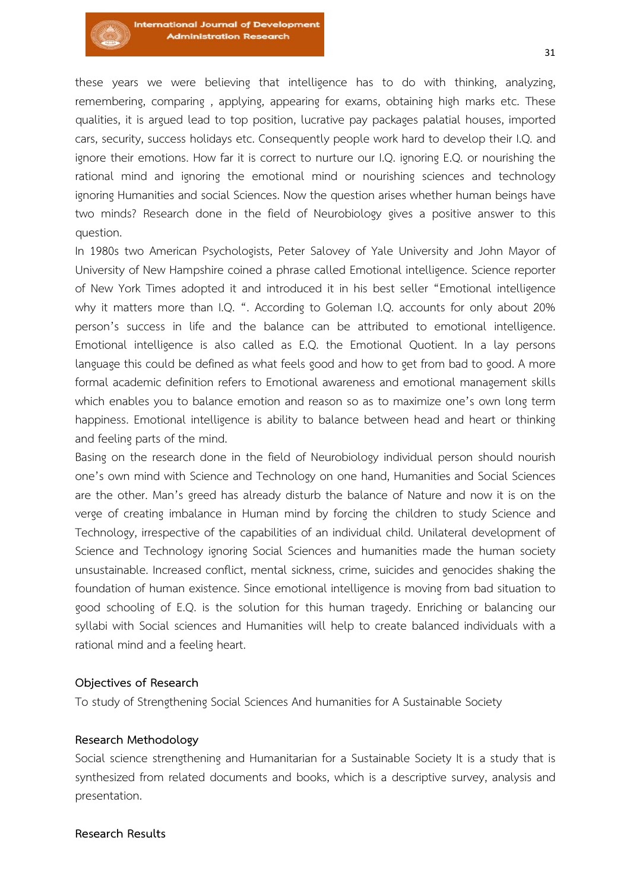these years we were believing that intelligence has to do with thinking, analyzing, remembering, comparing , applying, appearing for exams, obtaining high marks etc. These qualities, it is argued lead to top position, lucrative pay packages palatial houses, imported cars, security, success holidays etc. Consequently people work hard to develop their I.Q. and ignore their emotions. How far it is correct to nurture our I.Q. ignoring E.Q. or nourishing the rational mind and ignoring the emotional mind or nourishing sciences and technology ignoring Humanities and social Sciences. Now the question arises whether human beings have two minds? Research done in the field of Neurobiology gives a positive answer to this question.

In 1980s two American Psychologists, Peter Salovey of Yale University and John Mayor of University of New Hampshire coined a phrase called Emotional intelligence. Science reporter of New York Times adopted it and introduced in his best seller "Emotional intelligence why it matters more than I.Q. ". According to Goleman I.Q. accounts for only about 20% person's success in life and the balance can be attributed to emotional intelligence. Emotional intelligence is also called as E.Q. the Emotional Quotient. In a lay persons language this could be defined as what feels good and how to get from bad to good. A more formal academic definition refers to Emotional awareness and emotional management skills which enables you to balance emotion and reason so as to maximize one's own long term happiness. Emotional intelligence is ability to balance between head and heart or thinking and feeling parts of the mind.

Basing on the research done in the field of Neurobiology individual person should nourish one's own mind with Science and Technology on one hand, Humanities and Social Sciences are the other. Man's greed has already disturb the balance of Nature and now it is on the verge of creating imbalance in Human mind by forcing the children to study Science and Technology, irrespective of the capabilities of an individual child. Unilateral development of Science and Technology ignoring Social Sciences and humanities made the human society unsustainable. Increased conflict, mental sickness, crime, suicides and genocides shaking the foundation of human existence. Since emotional intelligence is moving from bad situation to good schooling of E.Q. is the solution for this human tragedy. Enriching or balancing our syllabi with Social sciences and Humanities will help to create balanced individuals with a rational mind and a feeling heart.

## Objectives of Research

To study of Strengthening Social Sciences And humanities for A Sustainable Society

## Research Methodology

Social science strengthening and Humanitarian for a Sustainable Society It is a study that is synthesized from related documents and books, which is a descriptive survey, analysis and presentation.

## Research Results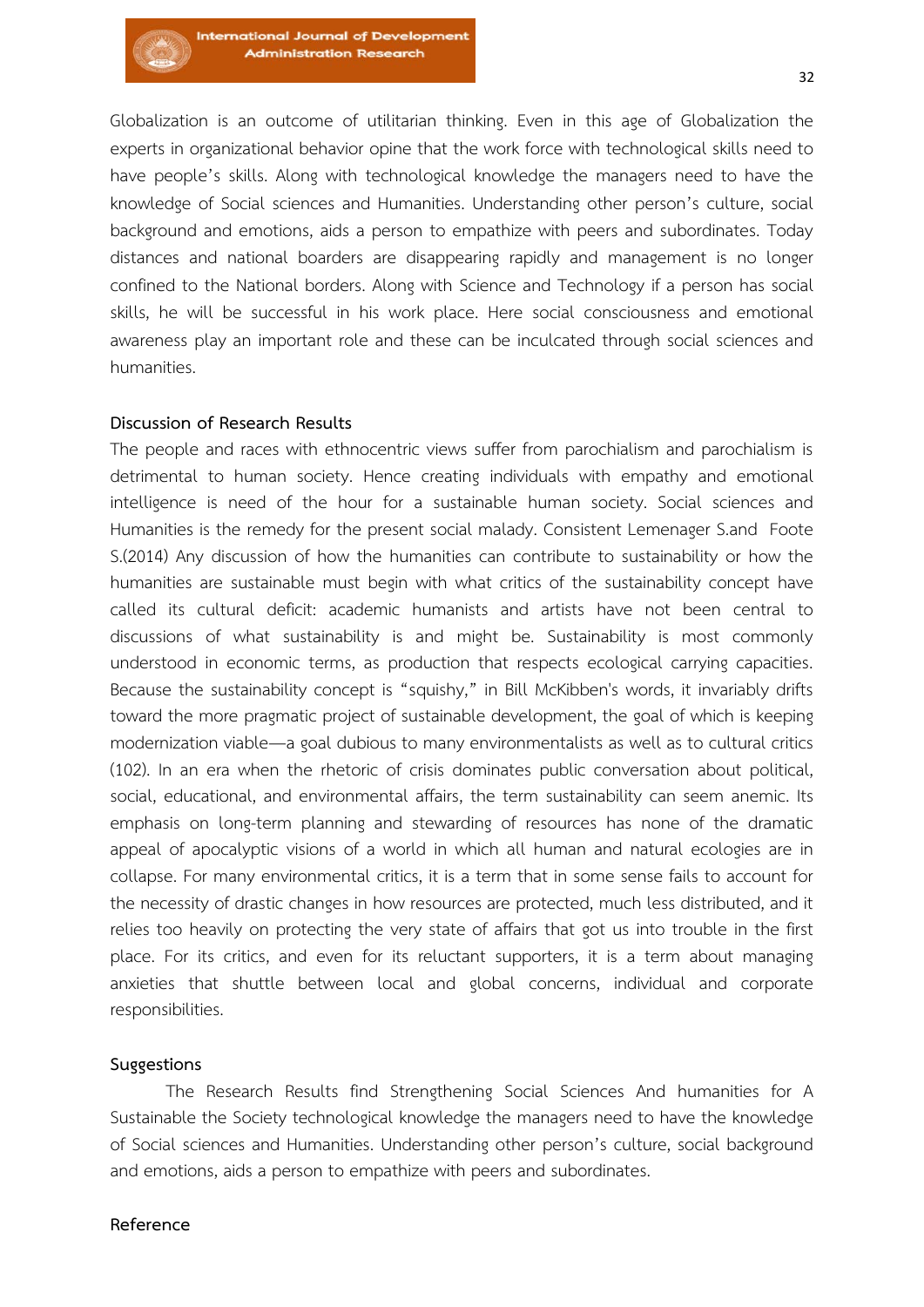Globalization is an outcome of utilitarian thinking. Even in this age of Globalization the experts in organizational behavior opine that the work force with technological skills need to have people's skills. Along with technological knowledge the managers need to have the knowledge of Social sciences and Humanities. Understanding other person's culture, social background and emotions, aids a person to empathize with peers and subordinates. Today distances and national boarders are disappearing rapidly and management is no longer confined to the National borders. Along with Science and Technology if a person has social skills, he will be successful in his work place. Here social consciousness and emotional awareness play an important role and these can be inculcated through social sciences and humanities.

## Discussion of Research Results

The people and races with ethnocentric views suffer from parochialism and parochialism is detrimental to human society. Hence creating individuals with empathy and emotional intelligence is need of the hour for a sustainable human society. Social sciences and Humanities is the remedy for the present social malady. Consistent Lemenager S.and Foote S.(2014) Any discussion of how the humanities can contribute to sustainability or how the humanities are sustainable must begin with what critics of the sustainability concept have called its cultural deficit: academic humanists and artists have not been central to discussions of what sustainability is and might be. Sustainability is most commonly understood in economic terms, as production that respects ecological carrying capacities. Because the sustainability concept is "squishy," in Bill McKibben's words, it invariably drifts toward the more pragmatic project of sustainable development, the goal of which is keeping modernization viable—a goal dubious to many environmentalists as well as to cultural critics (102). In an era when the rhetoric of crisis dominates public conversation about political, social, educational, and environmental affairs, the term sustainability can seem anemic. Its emphasis on long-term planning and stewarding of resources has none of the dramatic appeal of apocalyptic visions of a world in which all human and natural ecologies are in collapse. For many environmental critics, it is a term that in some sense fails to account for the necessity of drastic changes in how resources are protected, much less distributed, and it relies too heavily on protecting the very state of affairs that got us into trouble in the first place. For its critics, and even for its reluctant supporters, it is a term about managing anxieties that shuttle between local and global concerns, individual and corporate responsibilities.

## Suggestions

The Research Results find Strengthening Social Sciences And humanities for A Sustainable the Society technological knowledge the managers need to have the knowledge of Social sciences and Humanities. Understanding other person's culture, social background and emotions, aids a person to empathize with peers and subordinates.

## Reference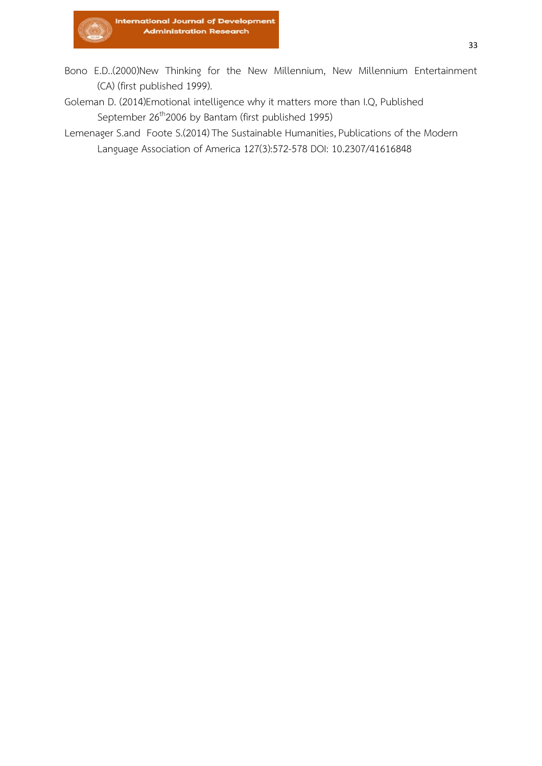Bono E.D..(2000)New Thinking for the New Millennium, New Millennium Entertainment (CA) (first published 1999).

Goleman D. (2014)Emotional intelligence why it matters more than I.Q, Published September 26th2006 by Bantam (first published 1995)

Lemenager S.and Foote S.(2014) The Sustainable Humanities, Publications of the Modern Language Association of America 127(3):572-578 DOI: 10.2307/41616848